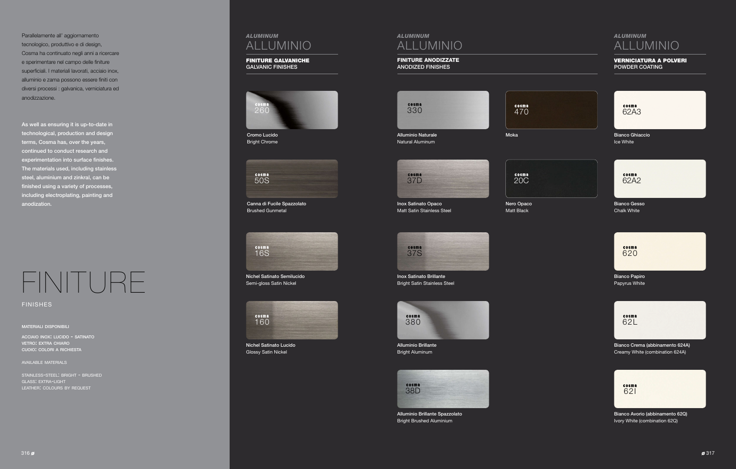Parallelamente all' aggiornamento tecnologico, produttivo e di design, Cosma ha continuato negli anni a ricercare e sperimentare nel campo delle finiture superficiali. I materiali lavorati, acciaio inox, alluminio e zama possono essere finiti con diversi processi : galvanica, verniciatura ed anodizzazione.

**As well as ensuring it is up-to-date in technological, production and design terms, Cosma has, over the years, continued to conduct research and experimentation into surface finishes. The materials used, including stainless steel, aluminium and zinkral, can be finished using a variety of processes, including electroplating, painting and anodization.**

# FINITURE

FINISHES

MATERIALI DISPONIBILI

ACCIAIO INOX: LUCIDO - SATINATO
VETRO: EXTRA CHIARO
CUOIO: COLORI A RICHIESTA

AVAILABLE MATERIALS

STAINLESS-STEEL: BRIGHT - BRUSHED
GLASS: EXTRA-LIGHT
LEATHER: COLOURS BY REQUEST

## *ALUMINUM* ALLUMINIO

**FINITURE GALVANICHE**
GALVANIC FINISHES

- cosma 260 — Cromo Lucido / Bright Chrome
- cosma 50S — Canna di Fucile Spazzolato / Brushed Gunmetal
- cosma 16S — Nichel Satinato Semilucido / Semi-gloss Satin Nickel
- cosma 160 — Nichel Satinato Lucido / Glossy Satin Nickel

## *ALUMINUM* ALLUMINIO

**FINITURE ANODIZZATE**
ANODIZED FINISHES

- cosma 330 — Alluminio Naturale / Natural Aluminum
- cosma 470 — Moka
- cosma 37D — Inox Satinato Opaco / Matt Satin Stainless Steel
- cosma 20C — Nero Opaco / Matt Black
- cosma 37S — Inox Satinato Brillante / Bright Satin Stainless Steel
- cosma 380 — Alluminio Brillante / Bright Aluminum
- cosma 38D — Alluminio Brillante Spazzolato / Bright Brushed Aluminium

## *ALUMINUM* ALLUMINIO

**VERNICIATURA A POLVERI**
POWDER COATING

- cosma 62A3 — Bianco Ghiaccio / Ice White
- cosma 62A2 — Bianco Gesso / Chalk White
- cosma 620 — Bianco Papiro / Papyrus White
- cosma 62L — Bianco Crema (abbinamento 624A) / Creamy White (combination 624A)
- cosma 62I — Bianco Avorio (abbinamento 62Q) / Ivory White (combination 62Q)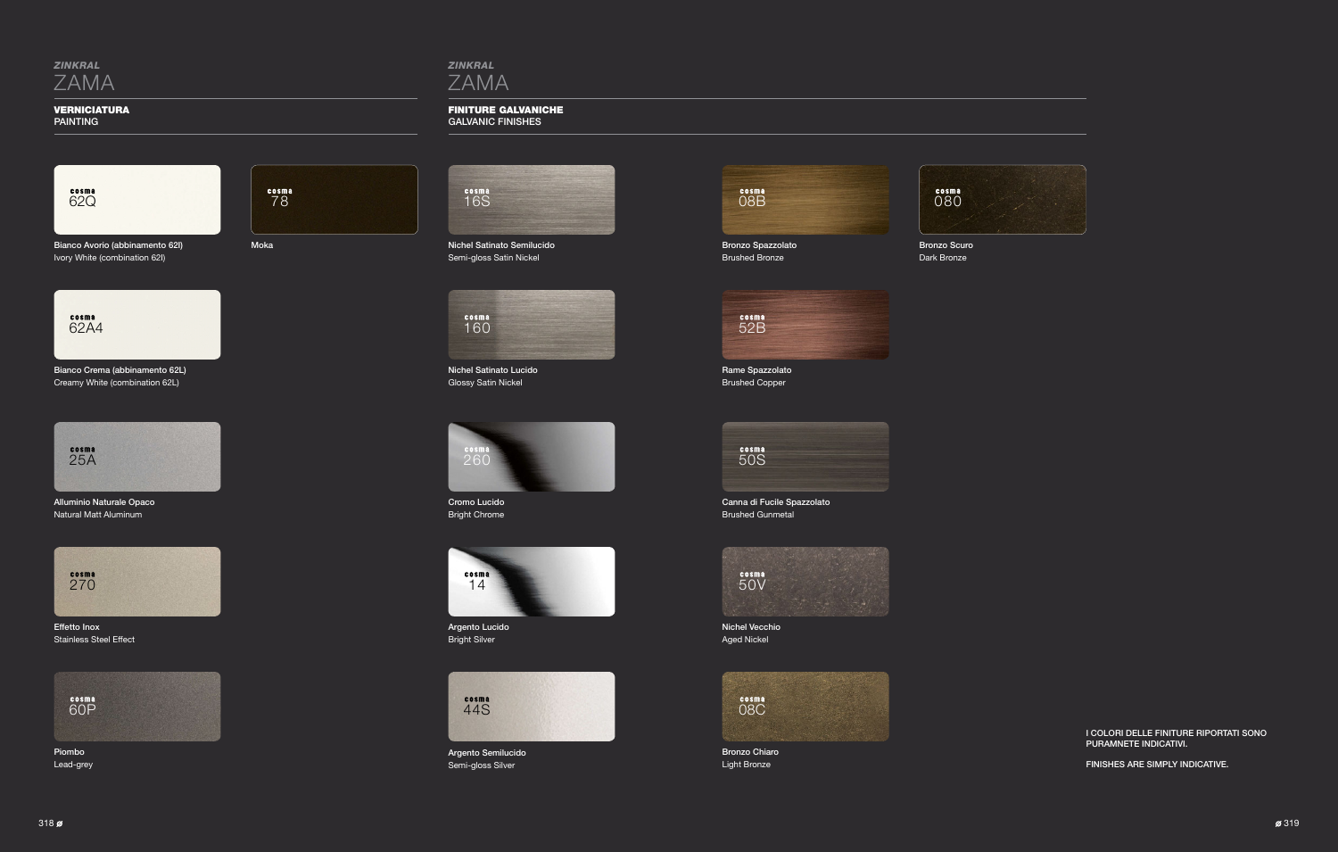*ZINKRAL*

## ZAMA

**VERNICIATURA**
PAINTING

cosma 62Q

Bianco Avorio (abbinamento 62I)
Ivory White (combination 62I)

cosma 78

Moka

cosma 62A4

Bianco Crema (abbinamento 62L)
Creamy White (combination 62L)

cosma 25A

Alluminio Naturale Opaco
Natural Matt Aluminum

cosma 270

Effetto Inox
Stainless Steel Effect

cosma 60P

Piombo
Lead-grey

*ZINKRAL*

## ZAMA

**FINITURE GALVANICHE**
GALVANIC FINISHES

cosma 16S

Nichel Satinato Semilucido
Semi-gloss Satin Nickel

cosma 08B

Bronzo Spazzolato
Brushed Bronze

cosma 080

Bronzo Scuro
Dark Bronze

cosma 160

Nichel Satinato Lucido
Glossy Satin Nickel

cosma 52B

Rame Spazzolato
Brushed Copper

cosma 260

Cromo Lucido
Bright Chrome

cosma 50S

Canna di Fucile Spazzolato
Brushed Gunmetal

cosma 14

Argento Lucido
Bright Silver

cosma 50V

Nichel Vecchio
Aged Nickel

cosma 44S

Argento Semilucido
Semi-gloss Silver

cosma 08C

Bronzo Chiaro
Light Bronze

I COLORI DELLE FINITURE RIPORTATI SONO PURAMNETE INDICATIVI.

FINISHES ARE SIMPLY INDICATIVE.